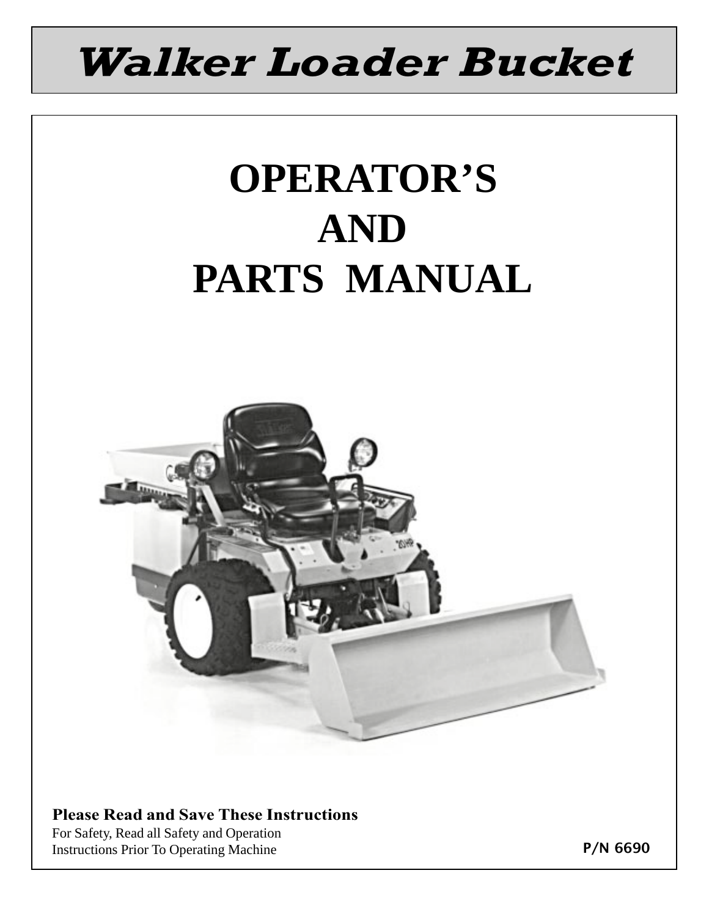# Walker Loader Bucket

## OPERATOR'S AND PARTS MANUAL

**Please Read and Save These Instructions**

For Safety, Read all Safety and Operation Instructions Prior To Operating Machine

**P/N 6690**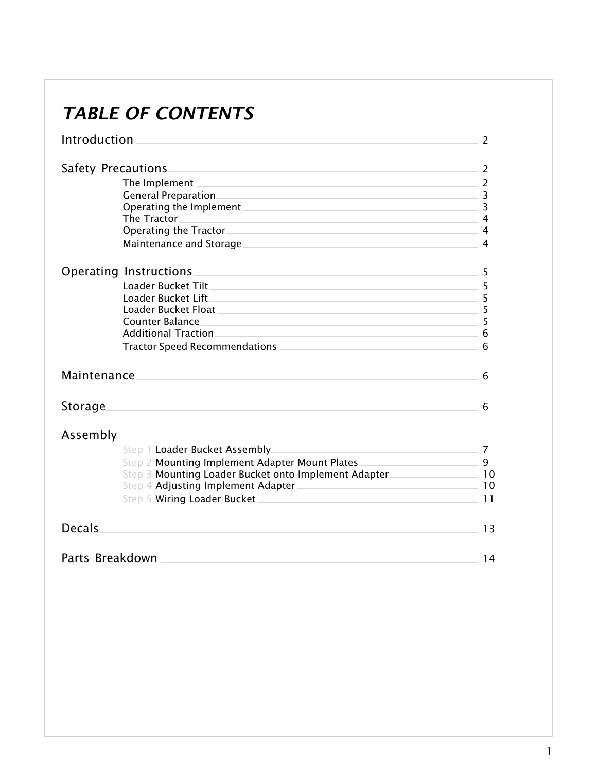# TABLE OF CONTENTS

Introduction ........................................................................ 2

Safety Precautions ................................................................ 2
- The Implement ..................................................................... 2
- General Preparation ............................................................. 3
- Operating the Implement ...................................................... 3
- The Tractor .......................................................................... 4
- Operating the Tractor ........................................................... 4
- Maintenance and Storage ..................................................... 4

Operating Instructions ............................................................. 5
- Loader Bucket Tilt ................................................................ 5
- Loader Bucket Lift ................................................................ 5
- Loader Bucket Float .............................................................. 5
- Counter Balance ................................................................... 5
- Additional Traction ............................................................... 6
- Tractor Speed Recommendations ........................................... 6

Maintenance ............................................................................ 6

Storage .................................................................................... 6

Assembly
- Step 1 Loader Bucket Assembly ............................................. 7
- Step 2 Mounting Implement Adapter Mount Plates ................... 9
- Step 3 Mounting Loader Bucket onto Implement Adapter ......... 10
- Step 4 Adjusting Implement Adapter ....................................... 10
- Step 5 Wiring Loader Bucket ................................................. 11

Decals ..................................................................................... 13

Parts Breakdown ..................................................................... 14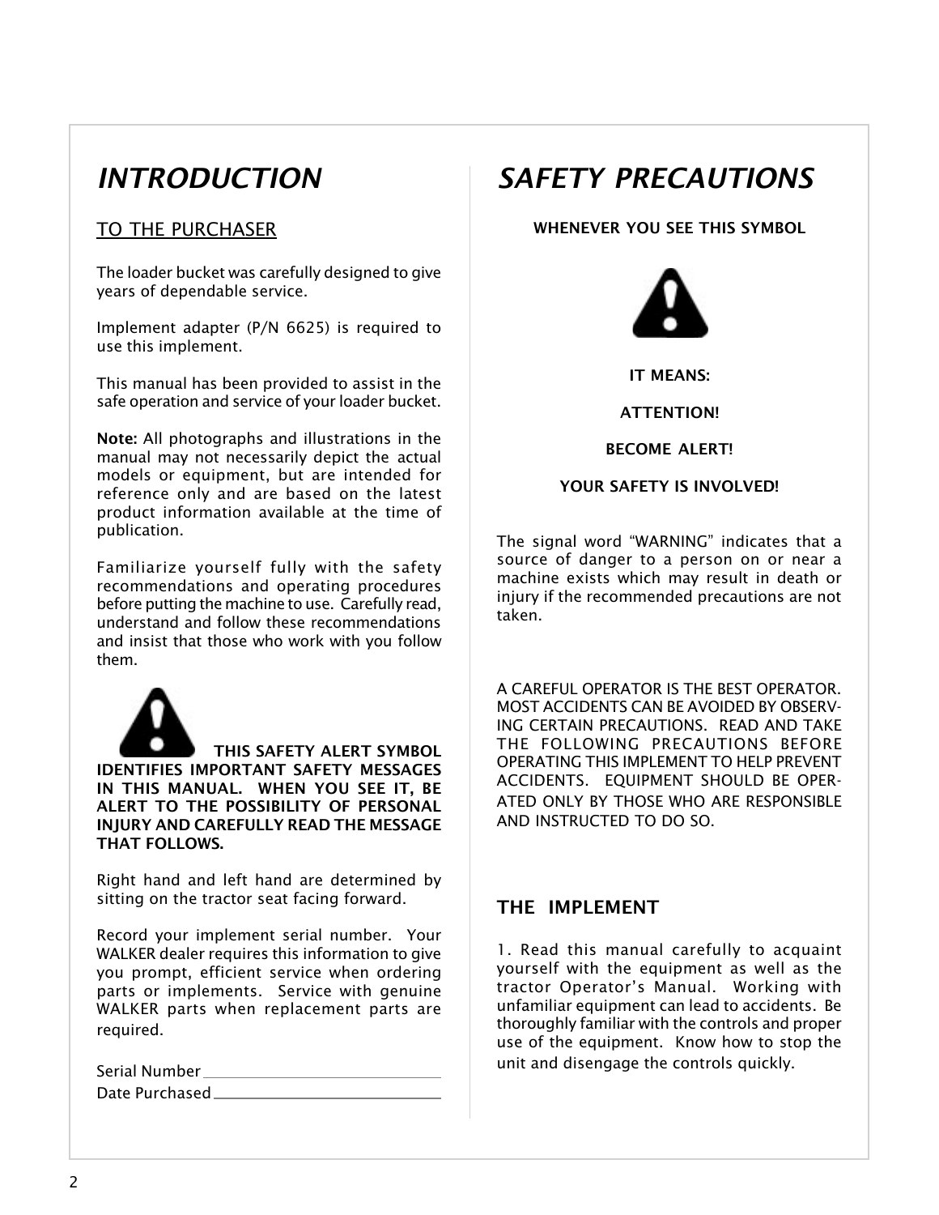# *INTRODUCTION*

## TO THE PURCHASER

The loader bucket was carefully designed to give years of dependable service.

Implement adapter (P/N 6625) is required to use this implement.

This manual has been provided to assist in the safe operation and service of your loader bucket.

**Note:** All photographs and illustrations in the manual may not necessarily depict the actual models or equipment, but are intended for reference only and are based on the latest product information available at the time of publication.

Familiarize yourself fully with the safety recommendations and operating procedures before putting the machine to use. Carefully read, understand and follow these recommendations and insist that those who work with you follow them.

**THIS SAFETY ALERT SYMBOL IDENTIFIES IMPORTANT SAFETY MESSAGES IN THIS MANUAL. WHEN YOU SEE IT, BE ALERT TO THE POSSIBILITY OF PERSONAL INJURY AND CAREFULLY READ THE MESSAGE THAT FOLLOWS.**

Right hand and left hand are determined by sitting on the tractor seat facing forward.

Record your implement serial number. Your WALKER dealer requires this information to give you prompt, efficient service when ordering parts or implements. Service with genuine WALKER parts when replacement parts are required.

Serial Number ____________________

Date Purchased ____________________

# *SAFETY PRECAUTIONS*

**WHENEVER YOU SEE THIS SYMBOL**

**IT MEANS:**

**ATTENTION!**

**BECOME ALERT!**

**YOUR SAFETY IS INVOLVED!**

The signal word "WARNING" indicates that a source of danger to a person on or near a machine exists which may result in death or injury if the recommended precautions are not taken.

A CAREFUL OPERATOR IS THE BEST OPERATOR. MOST ACCIDENTS CAN BE AVOIDED BY OBSERVING CERTAIN PRECAUTIONS. READ AND TAKE THE FOLLOWING PRECAUTIONS BEFORE OPERATING THIS IMPLEMENT TO HELP PREVENT ACCIDENTS. EQUIPMENT SHOULD BE OPERATED ONLY BY THOSE WHO ARE RESPONSIBLE AND INSTRUCTED TO DO SO.

## THE IMPLEMENT

1. Read this manual carefully to acquaint yourself with the equipment as well as the tractor Operator's Manual. Working with unfamiliar equipment can lead to accidents. Be thoroughly familiar with the controls and proper use of the equipment. Know how to stop the unit and disengage the controls quickly.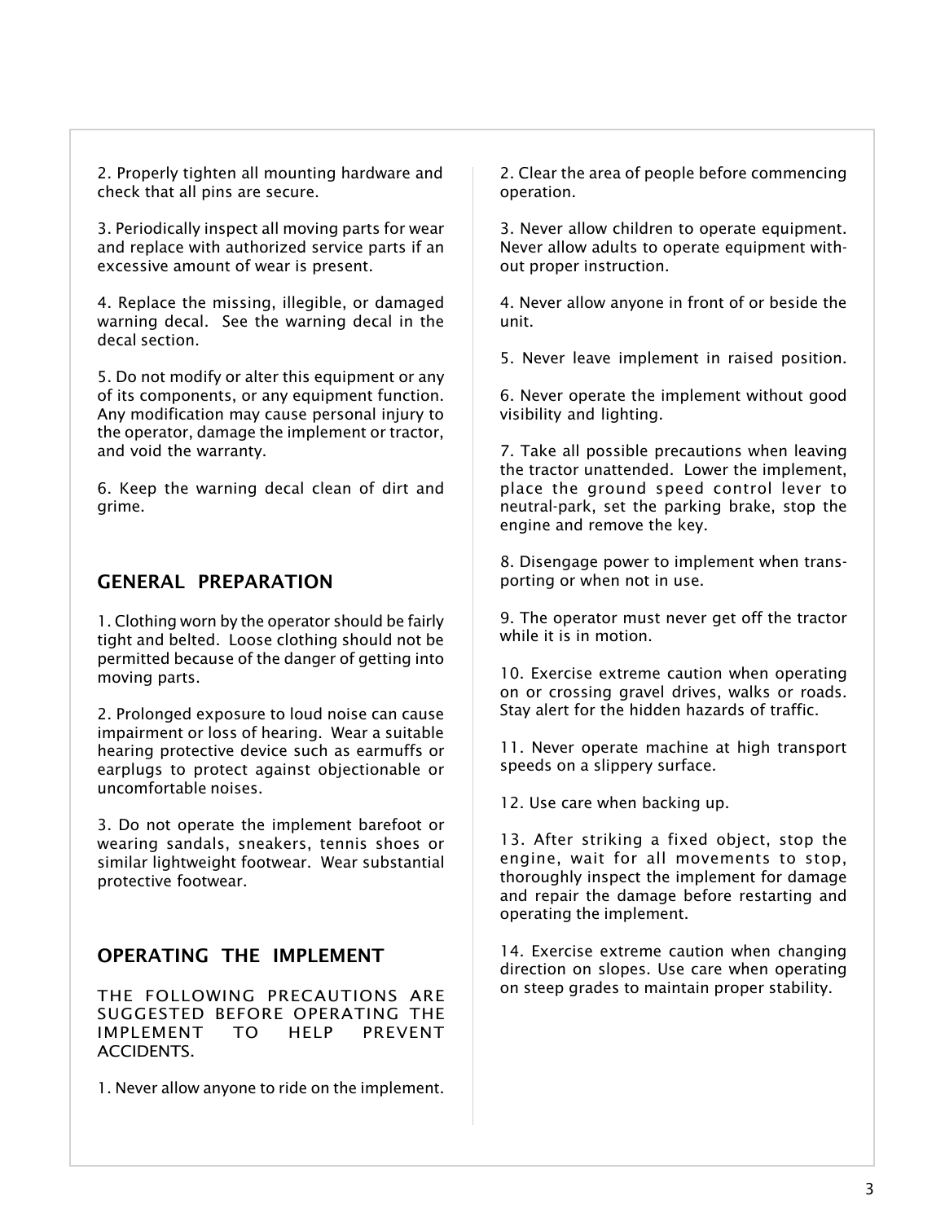2. Properly tighten all mounting hardware and check that all pins are secure.

3. Periodically inspect all moving parts for wear and replace with authorized service parts if an excessive amount of wear is present.

4. Replace the missing, illegible, or damaged warning decal. See the warning decal in the decal section.

5. Do not modify or alter this equipment or any of its components, or any equipment function. Any modification may cause personal injury to the operator, damage the implement or tractor, and void the warranty.

6. Keep the warning decal clean of dirt and grime.

## GENERAL PREPARATION

1. Clothing worn by the operator should be fairly tight and belted. Loose clothing should not be permitted because of the danger of getting into moving parts.

2. Prolonged exposure to loud noise can cause impairment or loss of hearing. Wear a suitable hearing protective device such as earmuffs or earplugs to protect against objectionable or uncomfortable noises.

3. Do not operate the implement barefoot or wearing sandals, sneakers, tennis shoes or similar lightweight footwear. Wear substantial protective footwear.

## OPERATING THE IMPLEMENT

THE FOLLOWING PRECAUTIONS ARE SUGGESTED BEFORE OPERATING THE IMPLEMENT TO HELP PREVENT ACCIDENTS.

1. Never allow anyone to ride on the implement.

2. Clear the area of people before commencing operation.

3. Never allow children to operate equipment. Never allow adults to operate equipment without proper instruction.

4. Never allow anyone in front of or beside the unit.

5. Never leave implement in raised position.

6. Never operate the implement without good visibility and lighting.

7. Take all possible precautions when leaving the tractor unattended. Lower the implement, place the ground speed control lever to neutral-park, set the parking brake, stop the engine and remove the key.

8. Disengage power to implement when transporting or when not in use.

9. The operator must never get off the tractor while it is in motion.

10. Exercise extreme caution when operating on or crossing gravel drives, walks or roads. Stay alert for the hidden hazards of traffic.

11. Never operate machine at high transport speeds on a slippery surface.

12. Use care when backing up.

13. After striking a fixed object, stop the engine, wait for all movements to stop, thoroughly inspect the implement for damage and repair the damage before restarting and operating the implement.

14. Exercise extreme caution when changing direction on slopes. Use care when operating on steep grades to maintain proper stability.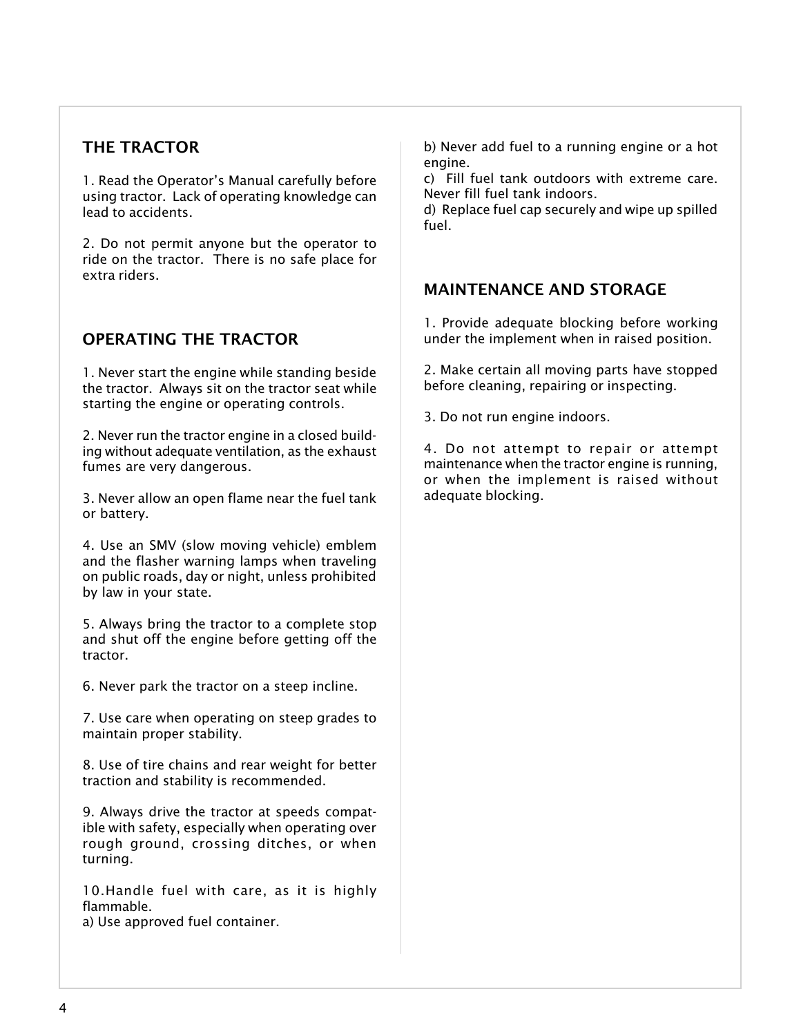## THE TRACTOR

1. Read the Operator's Manual carefully before using tractor. Lack of operating knowledge can lead to accidents.

2. Do not permit anyone but the operator to ride on the tractor. There is no safe place for extra riders.

## OPERATING THE TRACTOR

1. Never start the engine while standing beside the tractor. Always sit on the tractor seat while starting the engine or operating controls.

2. Never run the tractor engine in a closed building without adequate ventilation, as the exhaust fumes are very dangerous.

3. Never allow an open flame near the fuel tank or battery.

4. Use an SMV (slow moving vehicle) emblem and the flasher warning lamps when traveling on public roads, day or night, unless prohibited by law in your state.

5. Always bring the tractor to a complete stop and shut off the engine before getting off the tractor.

6. Never park the tractor on a steep incline.

7. Use care when operating on steep grades to maintain proper stability.

8. Use of tire chains and rear weight for better traction and stability is recommended.

9. Always drive the tractor at speeds compatible with safety, especially when operating over rough ground, crossing ditches, or when turning.

10. Handle fuel with care, as it is highly flammable.
a) Use approved fuel container.
b) Never add fuel to a running engine or a hot engine.
c) Fill fuel tank outdoors with extreme care. Never fill fuel tank indoors.
d) Replace fuel cap securely and wipe up spilled fuel.

## MAINTENANCE AND STORAGE

1. Provide adequate blocking before working under the implement when in raised position.

2. Make certain all moving parts have stopped before cleaning, repairing or inspecting.

3. Do not run engine indoors.

4. Do not attempt to repair or attempt maintenance when the tractor engine is running, or when the implement is raised without adequate blocking.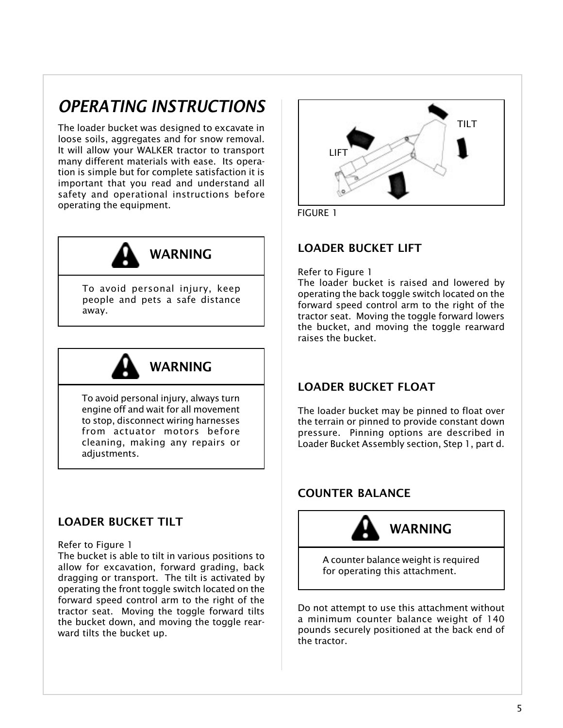# *OPERATING INSTRUCTIONS*

The loader bucket was designed to excavate in loose soils, aggregates and for snow removal. It will allow your WALKER tractor to transport many different materials with ease. Its operation is simple but for complete satisfaction it is important that you read and understand all safety and operational instructions before operating the equipment.

> **WARNING**
>
> To avoid personal injury, keep people and pets a safe distance away.

> **WARNING**
>
> To avoid personal injury, always turn engine off and wait for all movement to stop, disconnect wiring harnesses from actuator motors before cleaning, making any repairs or adjustments.

## LOADER BUCKET TILT

Refer to Figure 1

The bucket is able to tilt in various positions to allow for excavation, forward grading, back dragging or transport. The tilt is activated by operating the front toggle switch located on the forward speed control arm to the right of the tractor seat. Moving the toggle forward tilts the bucket down, and moving the toggle rearward tilts the bucket up.

TILT

LIFT

FIGURE 1

## LOADER BUCKET LIFT

Refer to Figure 1

The loader bucket is raised and lowered by operating the back toggle switch located on the forward speed control arm to the right of the tractor seat. Moving the toggle forward lowers the bucket, and moving the toggle rearward raises the bucket.

## LOADER BUCKET FLOAT

The loader bucket may be pinned to float over the terrain or pinned to provide constant down pressure. Pinning options are described in Loader Bucket Assembly section, Step 1, part d.

## COUNTER BALANCE

> **WARNING**
>
> A counter balance weight is required for operating this attachment.

Do not attempt to use this attachment without a minimum counter balance weight of 140 pounds securely positioned at the back end of the tractor.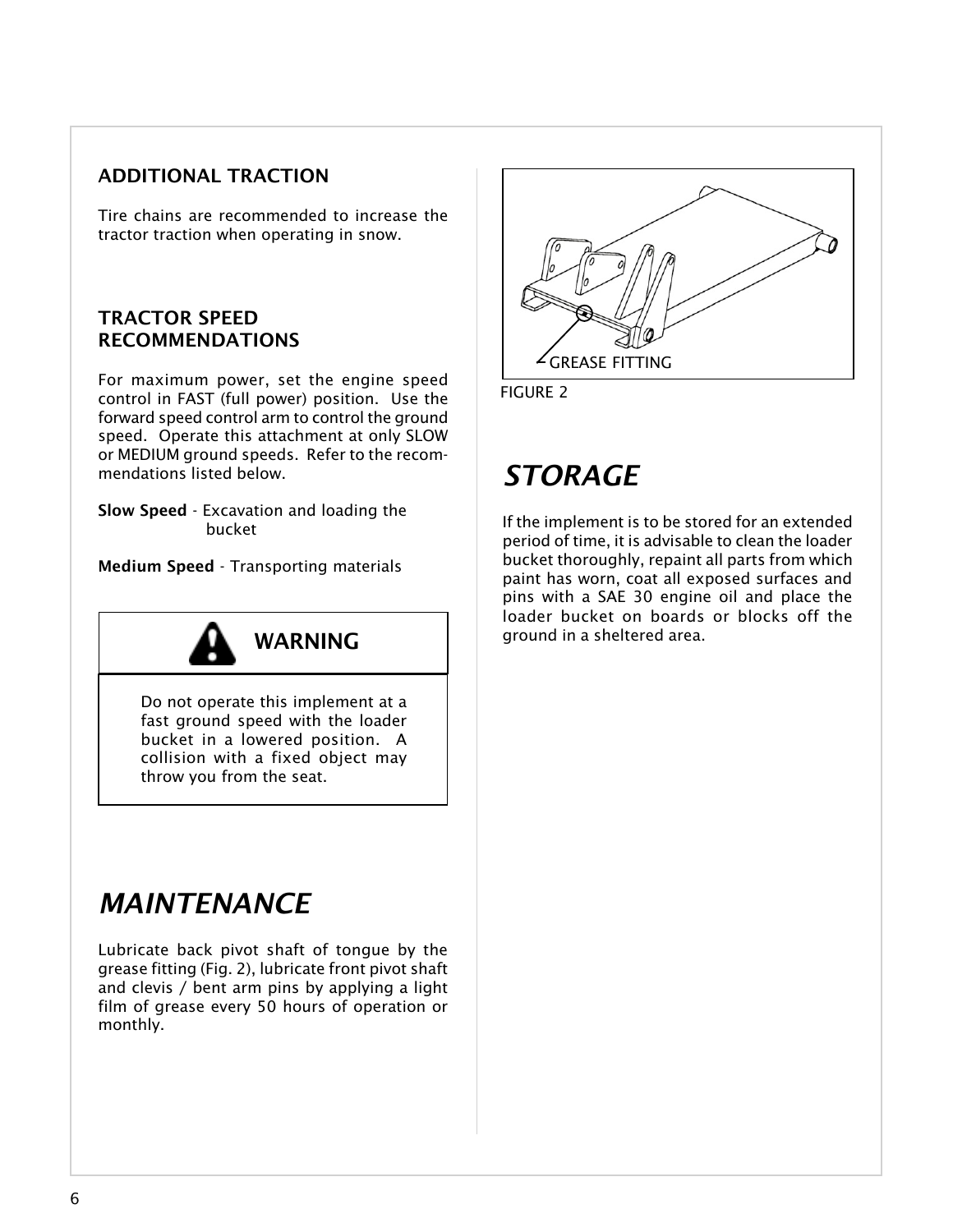### ADDITIONAL TRACTION

Tire chains are recommended to increase the tractor traction when operating in snow.

### TRACTOR SPEED RECOMMENDATIONS

For maximum power, set the engine speed control in FAST (full power) position. Use the forward speed control arm to control the ground speed. Operate this attachment at only SLOW or MEDIUM ground speeds. Refer to the recommendations listed below.

**Slow Speed** - Excavation and loading the bucket

**Medium Speed** - Transporting materials

**WARNING**

Do not operate this implement at a fast ground speed with the loader bucket in a lowered position. A collision with a fixed object may throw you from the seat.

# *MAINTENANCE*

Lubricate back pivot shaft of tongue by the grease fitting (Fig. 2), lubricate front pivot shaft and clevis / bent arm pins by applying a light film of grease every 50 hours of operation or monthly.

GREASE FITTING

FIGURE 2

# *STORAGE*

If the implement is to be stored for an extended period of time, it is advisable to clean the loader bucket thoroughly, repaint all parts from which paint has worn, coat all exposed surfaces and pins with a SAE 30 engine oil and place the loader bucket on boards or blocks off the ground in a sheltered area.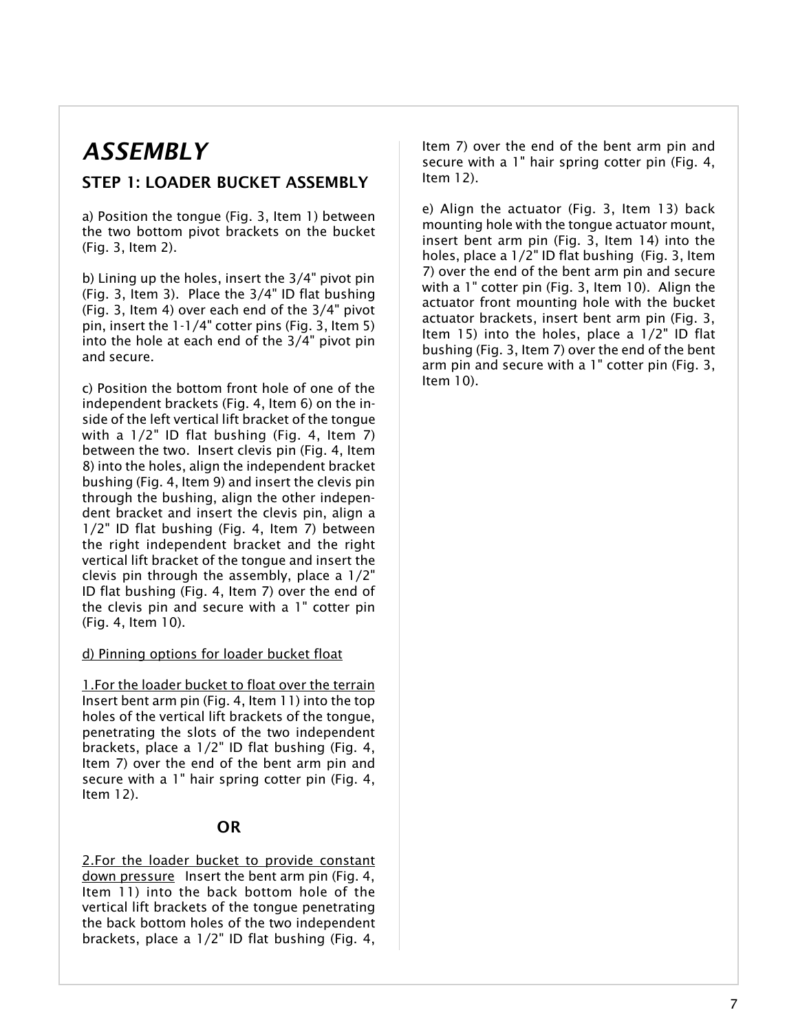# *ASSEMBLY*

## STEP 1: LOADER BUCKET ASSEMBLY

a) Position the tongue (Fig. 3, Item 1) between the two bottom pivot brackets on the bucket (Fig. 3, Item 2).

b) Lining up the holes, insert the 3/4" pivot pin (Fig. 3, Item 3). Place the 3/4" ID flat bushing (Fig. 3, Item 4) over each end of the 3/4" pivot pin, insert the 1-1/4" cotter pins (Fig. 3, Item 5) into the hole at each end of the 3/4" pivot pin and secure.

c) Position the bottom front hole of one of the independent brackets (Fig. 4, Item 6) on the inside of the left vertical lift bracket of the tongue with a 1/2" ID flat bushing (Fig. 4, Item 7) between the two. Insert clevis pin (Fig. 4, Item 8) into the holes, align the independent bracket bushing (Fig. 4, Item 9) and insert the clevis pin through the bushing, align the other independent bracket and insert the clevis pin, align a 1/2" ID flat bushing (Fig. 4, Item 7) between the right independent bracket and the right vertical lift bracket of the tongue and insert the clevis pin through the assembly, place a 1/2" ID flat bushing (Fig. 4, Item 7) over the end of the clevis pin and secure with a 1" cotter pin (Fig. 4, Item 10).

<u>d) Pinning options for loader bucket float</u>

<u>1.For the loader bucket to float over the terrain</u> Insert bent arm pin (Fig. 4, Item 11) into the top holes of the vertical lift brackets of the tongue, penetrating the slots of the two independent brackets, place a 1/2" ID flat bushing (Fig. 4, Item 7) over the end of the bent arm pin and secure with a 1" hair spring cotter pin (Fig. 4, Item 12).

**OR**

<u>2.For the loader bucket to provide constant down pressure</u> Insert the bent arm pin (Fig. 4, Item 11) into the back bottom hole of the vertical lift brackets of the tongue penetrating the back bottom holes of the two independent brackets, place a 1/2" ID flat bushing (Fig. 4, Item 7) over the end of the bent arm pin and secure with a 1" hair spring cotter pin (Fig. 4, Item 12).

e) Align the actuator (Fig. 3, Item 13) back mounting hole with the tongue actuator mount, insert bent arm pin (Fig. 3, Item 14) into the holes, place a 1/2" ID flat bushing (Fig. 3, Item 7) over the end of the bent arm pin and secure with a 1" cotter pin (Fig. 3, Item 10). Align the actuator front mounting hole with the bucket actuator brackets, insert bent arm pin (Fig. 3, Item 15) into the holes, place a 1/2" ID flat bushing (Fig. 3, Item 7) over the end of the bent arm pin and secure with a 1" cotter pin (Fig. 3, Item 10).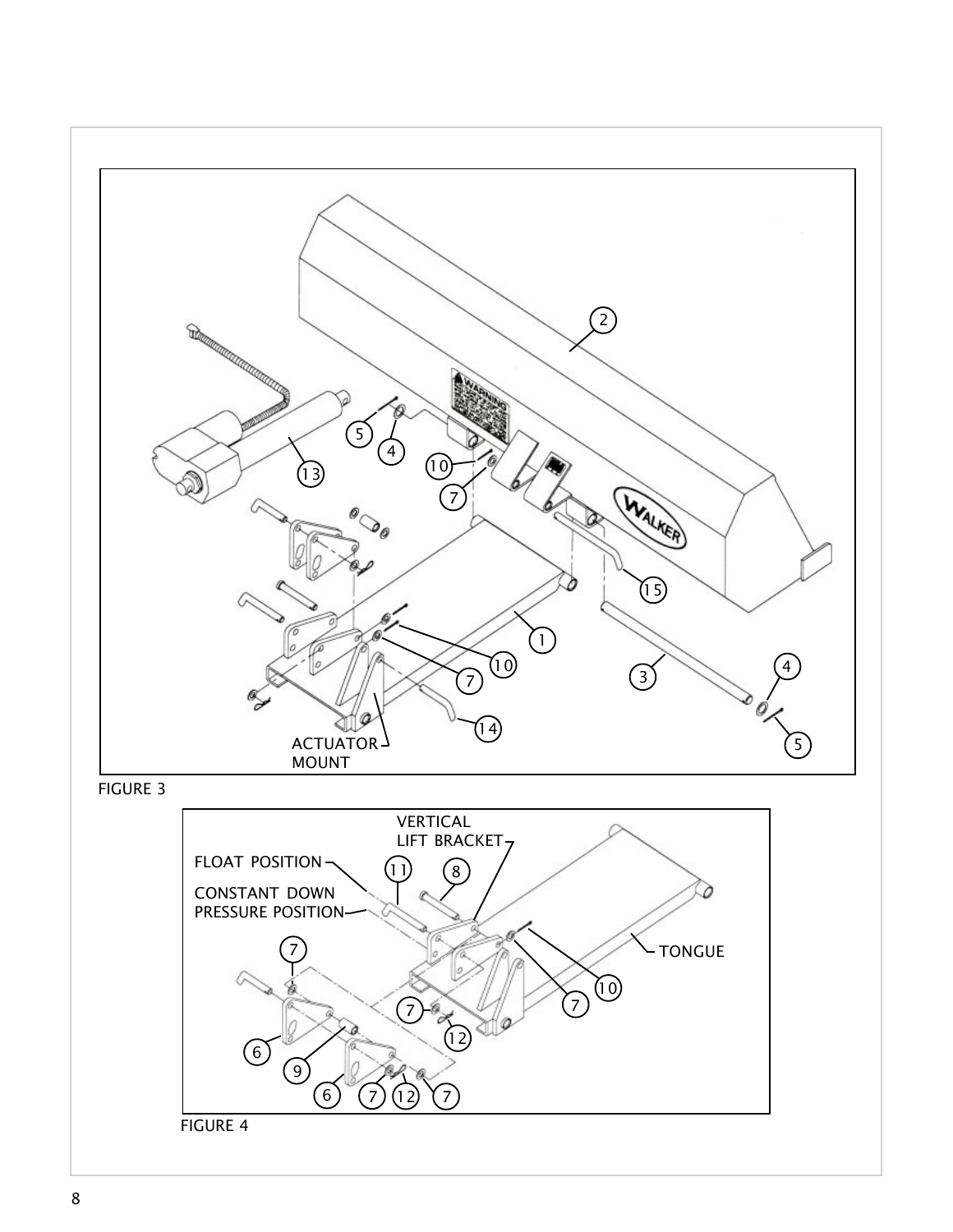FIGURE 3

FIGURE 4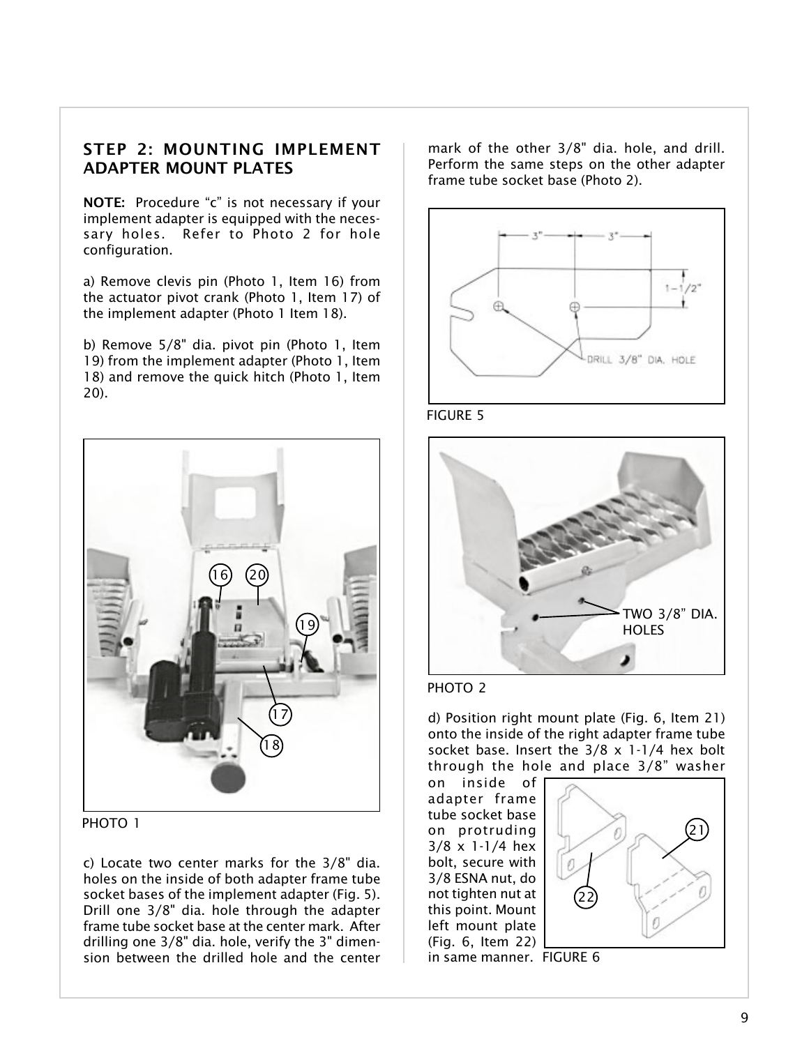## STEP 2: MOUNTING IMPLEMENT ADAPTER MOUNT PLATES

**NOTE:** Procedure “c” is not necessary if your implement adapter is equipped with the necessary holes. Refer to Photo 2 for hole configuration.

a) Remove clevis pin (Photo 1, Item 16) from the actuator pivot crank (Photo 1, Item 17) of the implement adapter (Photo 1 Item 18).

b) Remove 5/8" dia. pivot pin (Photo 1, Item 19) from the implement adapter (Photo 1, Item 18) and remove the quick hitch (Photo 1, Item 20).

PHOTO 1

c) Locate two center marks for the 3/8" dia. holes on the inside of both adapter frame tube socket bases of the implement adapter (Fig. 5). Drill one 3/8" dia. hole through the adapter frame tube socket base at the center mark. After drilling one 3/8" dia. hole, verify the 3" dimension between the drilled hole and the center mark of the other 3/8" dia. hole, and drill. Perform the same steps on the other adapter frame tube socket base (Photo 2).

FIGURE 5

PHOTO 2

d) Position right mount plate (Fig. 6, Item 21) onto the inside of the right adapter frame tube socket base. Insert the 3/8 x 1-1/4 hex bolt through the hole and place 3/8” washer on inside of adapter frame tube socket base on protruding 3/8 x 1-1/4 hex bolt, secure with 3/8 ESNA nut, do not tighten nut at this point. Mount left mount plate (Fig. 6, Item 22) in same manner.

FIGURE 6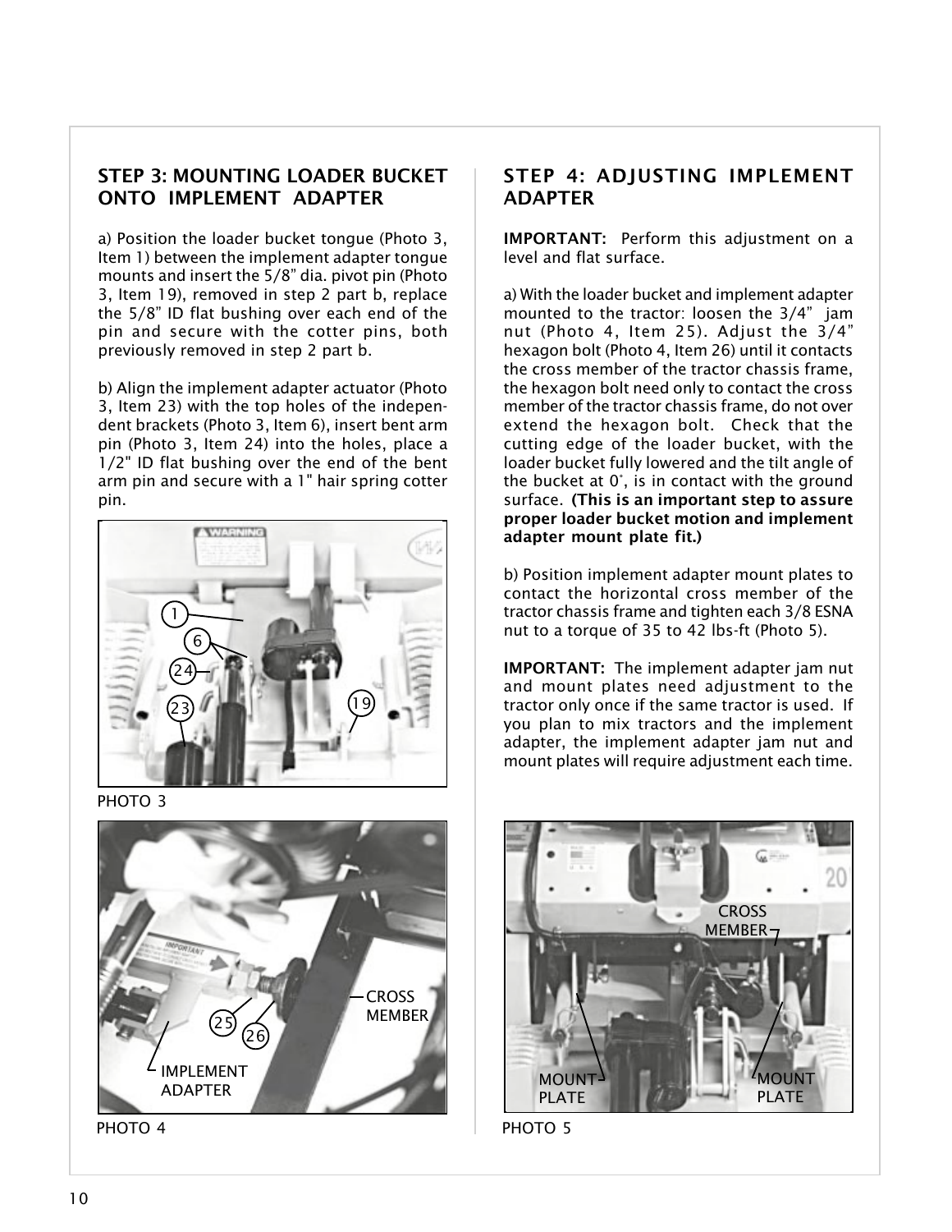## STEP 3: MOUNTING LOADER BUCKET ONTO IMPLEMENT ADAPTER

a) Position the loader bucket tongue (Photo 3, Item 1) between the implement adapter tongue mounts and insert the 5/8" dia. pivot pin (Photo 3, Item 19), removed in step 2 part b, replace the 5/8" ID flat bushing over each end of the pin and secure with the cotter pins, both previously removed in step 2 part b.

b) Align the implement adapter actuator (Photo 3, Item 23) with the top holes of the independent brackets (Photo 3, Item 6), insert bent arm pin (Photo 3, Item 24) into the holes, place a 1/2" ID flat bushing over the end of the bent arm pin and secure with a 1" hair spring cotter pin.

PHOTO 3

PHOTO 4

## STEP 4: ADJUSTING IMPLEMENT ADAPTER

**IMPORTANT:** Perform this adjustment on a level and flat surface.

a) With the loader bucket and implement adapter mounted to the tractor: loosen the 3/4" jam nut (Photo 4, Item 25). Adjust the 3/4" hexagon bolt (Photo 4, Item 26) until it contacts the cross member of the tractor chassis frame, the hexagon bolt need only to contact the cross member of the tractor chassis frame, do not over extend the hexagon bolt. Check that the cutting edge of the loader bucket, with the loader bucket fully lowered and the tilt angle of the bucket at 0˚, is in contact with the ground surface. **(This is an important step to assure proper loader bucket motion and implement adapter mount plate fit.)**

b) Position implement adapter mount plates to contact the horizontal cross member of the tractor chassis frame and tighten each 3/8 ESNA nut to a torque of 35 to 42 lbs-ft (Photo 5).

**IMPORTANT:** The implement adapter jam nut and mount plates need adjustment to the tractor only once if the same tractor is used. If you plan to mix tractors and the implement adapter, the implement adapter jam nut and mount plates will require adjustment each time.

PHOTO 5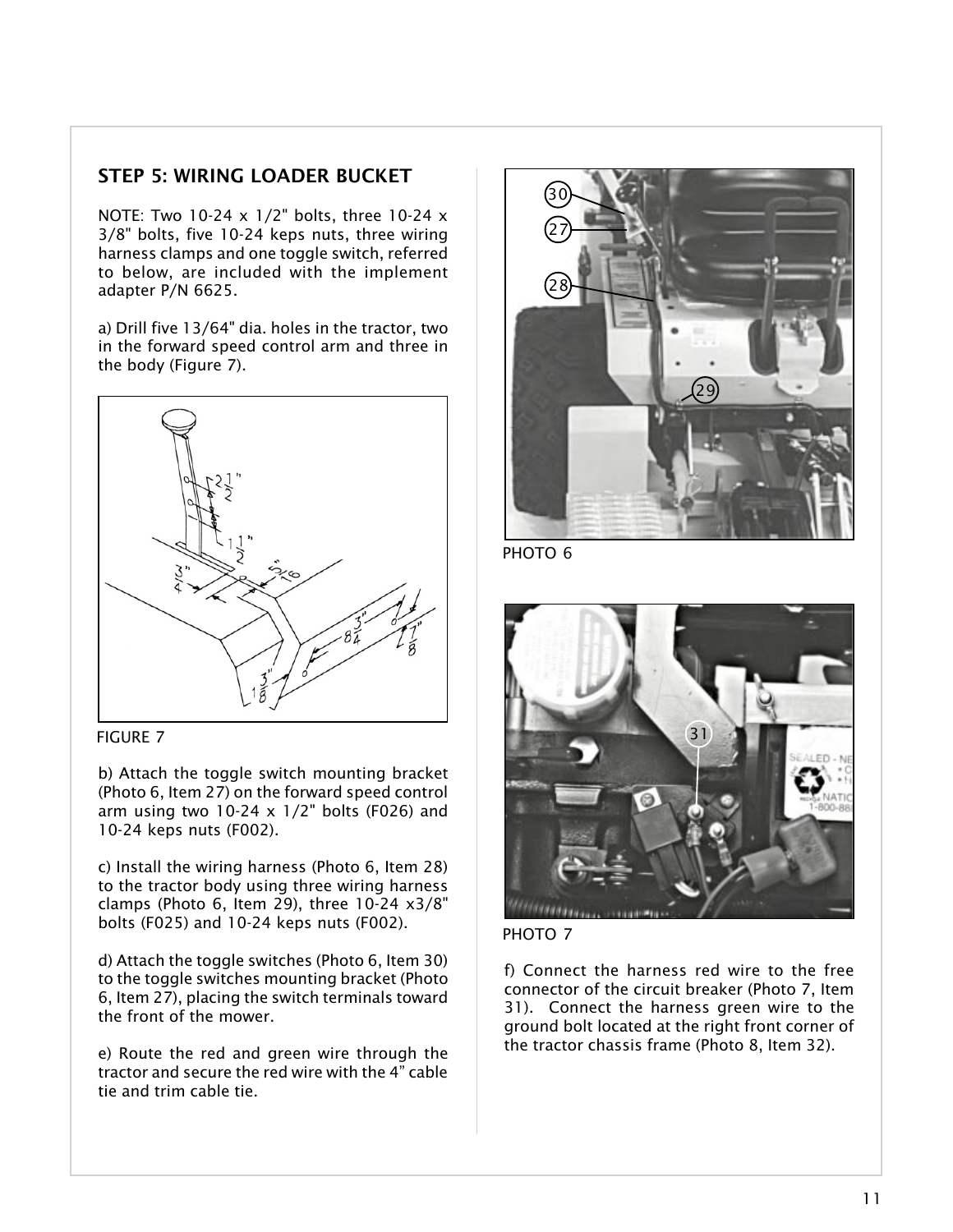## STEP 5: WIRING LOADER BUCKET

NOTE: Two 10-24 x 1/2" bolts, three 10-24 x 3/8" bolts, five 10-24 keps nuts, three wiring harness clamps and one toggle switch, referred to below, are included with the implement adapter P/N 6625.

a) Drill five 13/64" dia. holes in the tractor, two in the forward speed control arm and three in the body (Figure 7).

FIGURE 7

b) Attach the toggle switch mounting bracket (Photo 6, Item 27) on the forward speed control arm using two 10-24 x 1/2" bolts (F026) and 10-24 keps nuts (F002).

c) Install the wiring harness (Photo 6, Item 28) to the tractor body using three wiring harness clamps (Photo 6, Item 29), three 10-24 x3/8" bolts (F025) and 10-24 keps nuts (F002).

d) Attach the toggle switches (Photo 6, Item 30) to the toggle switches mounting bracket (Photo 6, Item 27), placing the switch terminals toward the front of the mower.

e) Route the red and green wire through the tractor and secure the red wire with the 4" cable tie and trim cable tie.

PHOTO 6

PHOTO 7

f) Connect the harness red wire to the free connector of the circuit breaker (Photo 7, Item 31). Connect the harness green wire to the ground bolt located at the right front corner of the tractor chassis frame (Photo 8, Item 32).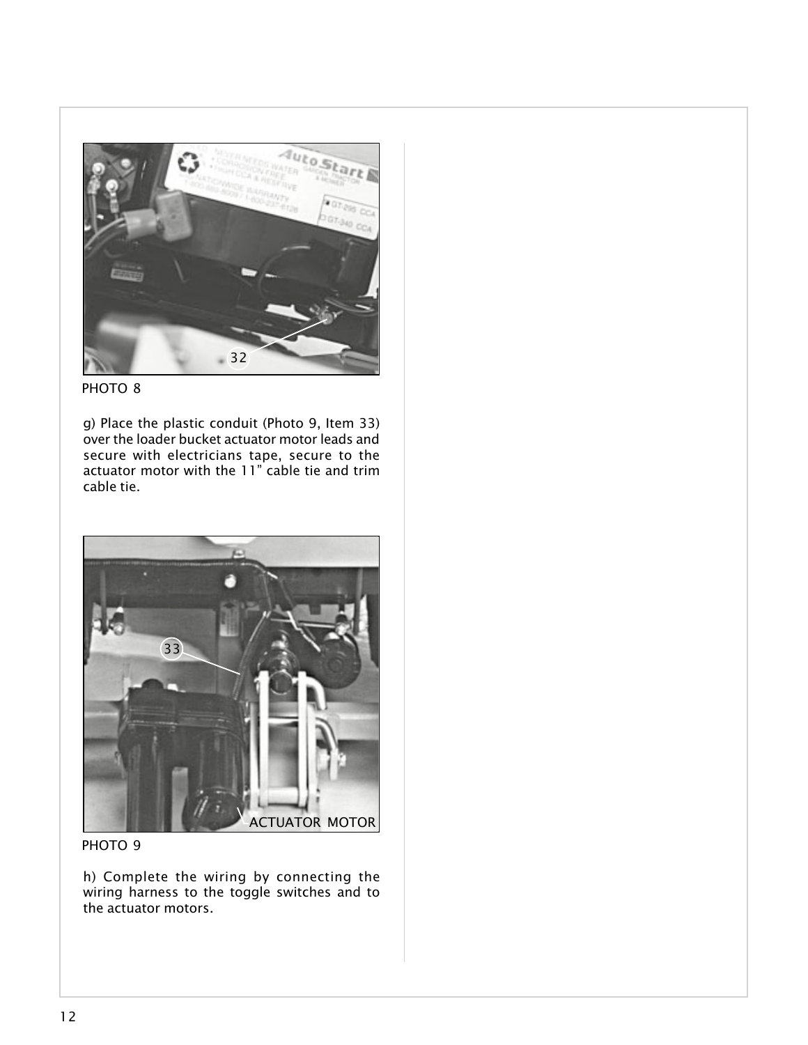PHOTO 8

g) Place the plastic conduit (Photo 9, Item 33) over the loader bucket actuator motor leads and secure with electricians tape, secure to the actuator motor with the 11" cable tie and trim cable tie.

PHOTO 9

h) Complete the wiring by connecting the wiring harness to the toggle switches and to the actuator motors.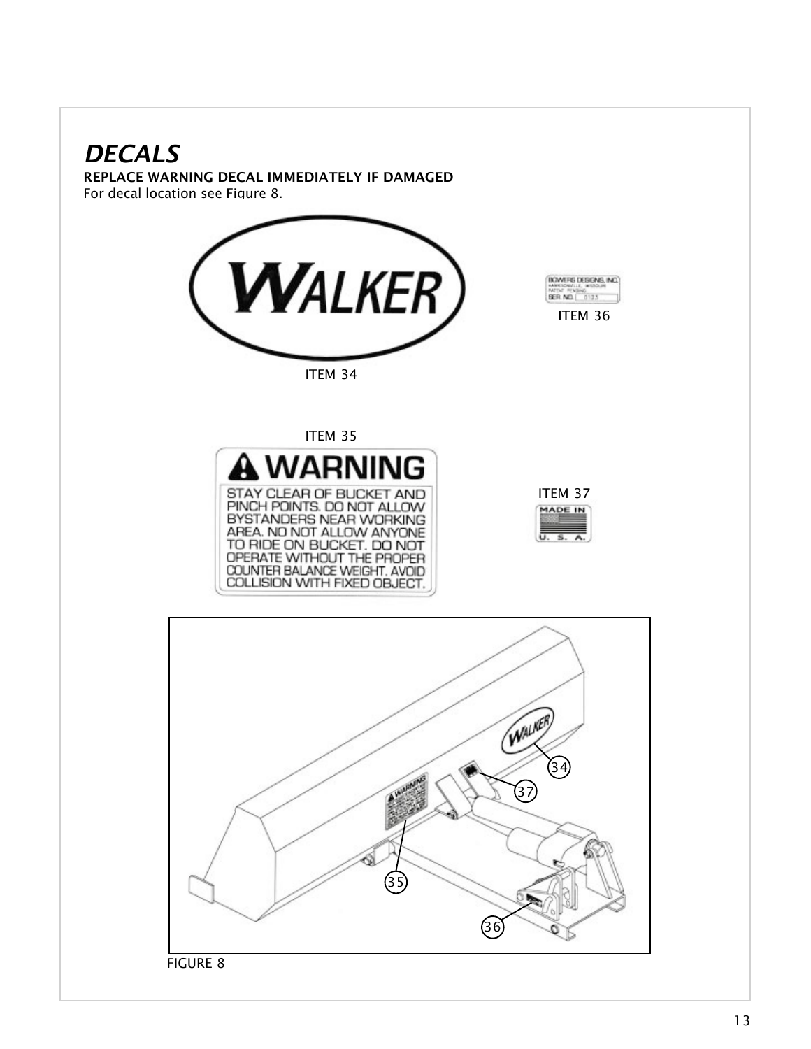# *DECALS*

**REPLACE WARNING DECAL IMMEDIATELY IF DAMAGED**

For decal location see Figure 8.

ITEM 34

ITEM 36

ITEM 35

ITEM 37

FIGURE 8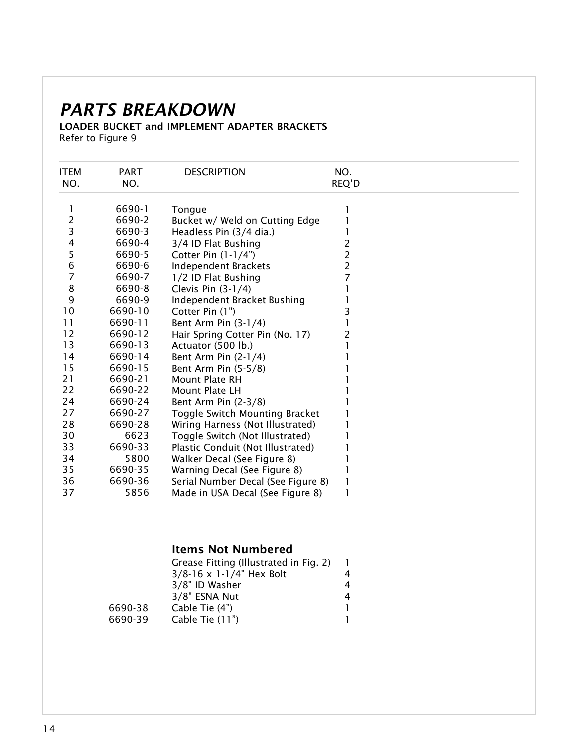# *PARTS BREAKDOWN*

**LOADER BUCKET and IMPLEMENT ADAPTER BRACKETS**
Refer to Figure 9

| ITEM NO. | PART NO. | DESCRIPTION | NO. REQ'D |
|---|---|---|---|
| 1 | 6690-1 | Tongue | 1 |
| 2 | 6690-2 | Bucket w/ Weld on Cutting Edge | 1 |
| 3 | 6690-3 | Headless Pin (3/4 dia.) | 1 |
| 4 | 6690-4 | 3/4 ID Flat Bushing | 2 |
| 5 | 6690-5 | Cotter Pin (1-1/4") | 2 |
| 6 | 6690-6 | Independent Brackets | 2 |
| 7 | 6690-7 | 1/2 ID Flat Bushing | 7 |
| 8 | 6690-8 | Clevis Pin (3-1/4) | 1 |
| 9 | 6690-9 | Independent Bracket Bushing | 1 |
| 10 | 6690-10 | Cotter Pin (1") | 3 |
| 11 | 6690-11 | Bent Arm Pin (3-1/4) | 1 |
| 12 | 6690-12 | Hair Spring Cotter Pin (No. 17) | 2 |
| 13 | 6690-13 | Actuator (500 lb.) | 1 |
| 14 | 6690-14 | Bent Arm Pin (2-1/4) | 1 |
| 15 | 6690-15 | Bent Arm Pin (5-5/8) | 1 |
| 21 | 6690-21 | Mount Plate RH | 1 |
| 22 | 6690-22 | Mount Plate LH | 1 |
| 24 | 6690-24 | Bent Arm Pin (2-3/8) | 1 |
| 27 | 6690-27 | Toggle Switch Mounting Bracket | 1 |
| 28 | 6690-28 | Wiring Harness (Not Illustrated) | 1 |
| 30 | 6623 | Toggle Switch (Not Illustrated) | 1 |
| 33 | 6690-33 | Plastic Conduit (Not Illustrated) | 1 |
| 34 | 5800 | Walker Decal (See Figure 8) | 1 |
| 35 | 6690-35 | Warning Decal (See Figure 8) | 1 |
| 36 | 6690-36 | Serial Number Decal (See Figure 8) | 1 |
| 37 | 5856 | Made in USA Decal (See Figure 8) | 1 |

**Items Not Numbered**

| PART NO. | DESCRIPTION | NO. REQ'D |
|---|---|---|
| | Grease Fitting (Illustrated in Fig. 2) | 1 |
| | 3/8-16 x 1-1/4" Hex Bolt | 4 |
| | 3/8" ID Washer | 4 |
| | 3/8" ESNA Nut | 4 |
| 6690-38 | Cable Tie (4") | 1 |
| 6690-39 | Cable Tie (11") | 1 |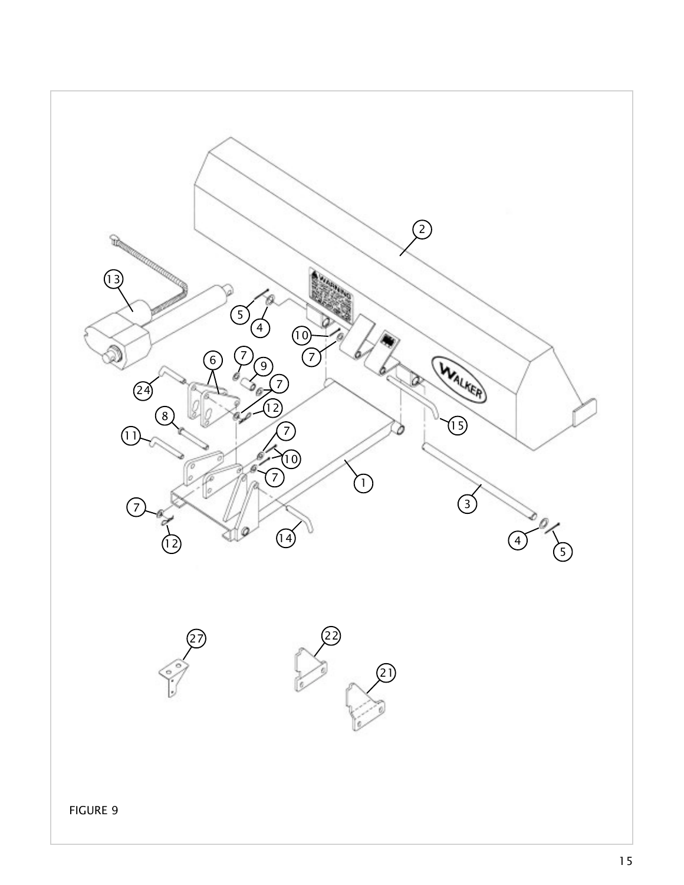FIGURE 9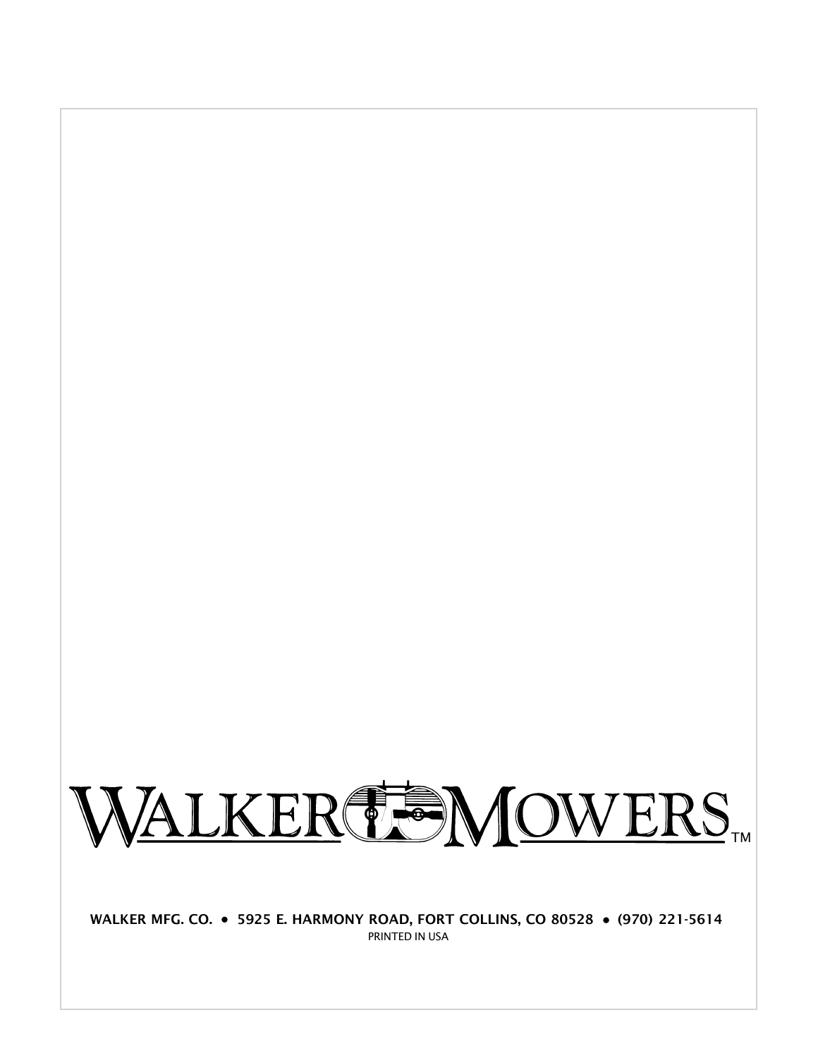WALKER MOWERS™

**WALKER MFG. CO. • 5925 E. HARMONY ROAD, FORT COLLINS, CO 80528 • (970) 221-5614**

PRINTED IN USA